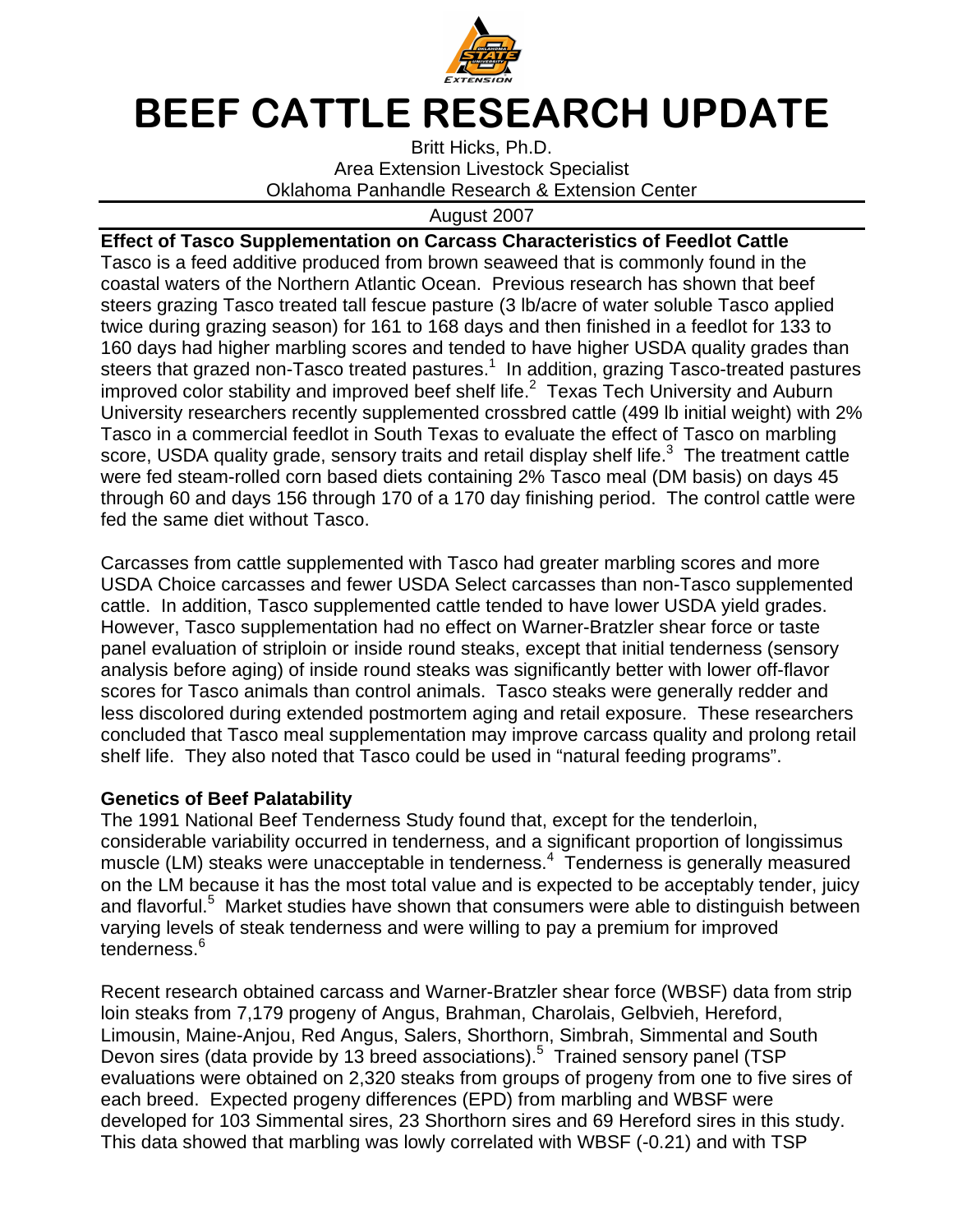# BEEF CATTLE RESEARCH UPDATE

Britt Hicks, Ph.D.
Area Extension Livestock Specialist
Oklahoma Panhandle Research & Extension Center

August 2007

**Effect of Tasco Supplementation on Carcass Characteristics of Feedlot Cattle**

Tasco is a feed additive produced from brown seaweed that is commonly found in the coastal waters of the Northern Atlantic Ocean. Previous research has shown that beef steers grazing Tasco treated tall fescue pasture (3 lb/acre of water soluble Tasco applied twice during grazing season) for 161 to 168 days and then finished in a feedlot for 133 to 160 days had higher marbling scores and tended to have higher USDA quality grades than steers that grazed non-Tasco treated pastures.[1] In addition, grazing Tasco-treated pastures improved color stability and improved beef shelf life.[2] Texas Tech University and Auburn University researchers recently supplemented crossbred cattle (499 lb initial weight) with 2% Tasco in a commercial feedlot in South Texas to evaluate the effect of Tasco on marbling score, USDA quality grade, sensory traits and retail display shelf life.[3] The treatment cattle were fed steam-rolled corn based diets containing 2% Tasco meal (DM basis) on days 45 through 60 and days 156 through 170 of a 170 day finishing period. The control cattle were fed the same diet without Tasco.

Carcasses from cattle supplemented with Tasco had greater marbling scores and more USDA Choice carcasses and fewer USDA Select carcasses than non-Tasco supplemented cattle. In addition, Tasco supplemented cattle tended to have lower USDA yield grades. However, Tasco supplementation had no effect on Warner-Bratzler shear force or taste panel evaluation of striploin or inside round steaks, except that initial tenderness (sensory analysis before aging) of inside round steaks was significantly better with lower off-flavor scores for Tasco animals than control animals. Tasco steaks were generally redder and less discolored during extended postmortem aging and retail exposure. These researchers concluded that Tasco meal supplementation may improve carcass quality and prolong retail shelf life. They also noted that Tasco could be used in "natural feeding programs".

**Genetics of Beef Palatability**

The 1991 National Beef Tenderness Study found that, except for the tenderloin, considerable variability occurred in tenderness, and a significant proportion of longissimus muscle (LM) steaks were unacceptable in tenderness.[4] Tenderness is generally measured on the LM because it has the most total value and is expected to be acceptably tender, juicy and flavorful.[5] Market studies have shown that consumers were able to distinguish between varying levels of steak tenderness and were willing to pay a premium for improved tenderness.[6]

Recent research obtained carcass and Warner-Bratzler shear force (WBSF) data from strip loin steaks from 7,179 progeny of Angus, Brahman, Charolais, Gelbvieh, Hereford, Limousin, Maine-Anjou, Red Angus, Salers, Shorthorn, Simbrah, Simmental and South Devon sires (data provide by 13 breed associations).[5] Trained sensory panel (TSP evaluations were obtained on 2,320 steaks from groups of progeny from one to five sires of each breed. Expected progeny differences (EPD) from marbling and WBSF were developed for 103 Simmental sires, 23 Shorthorn sires and 69 Hereford sires in this study. This data showed that marbling was lowly correlated with WBSF (-0.21) and with TSP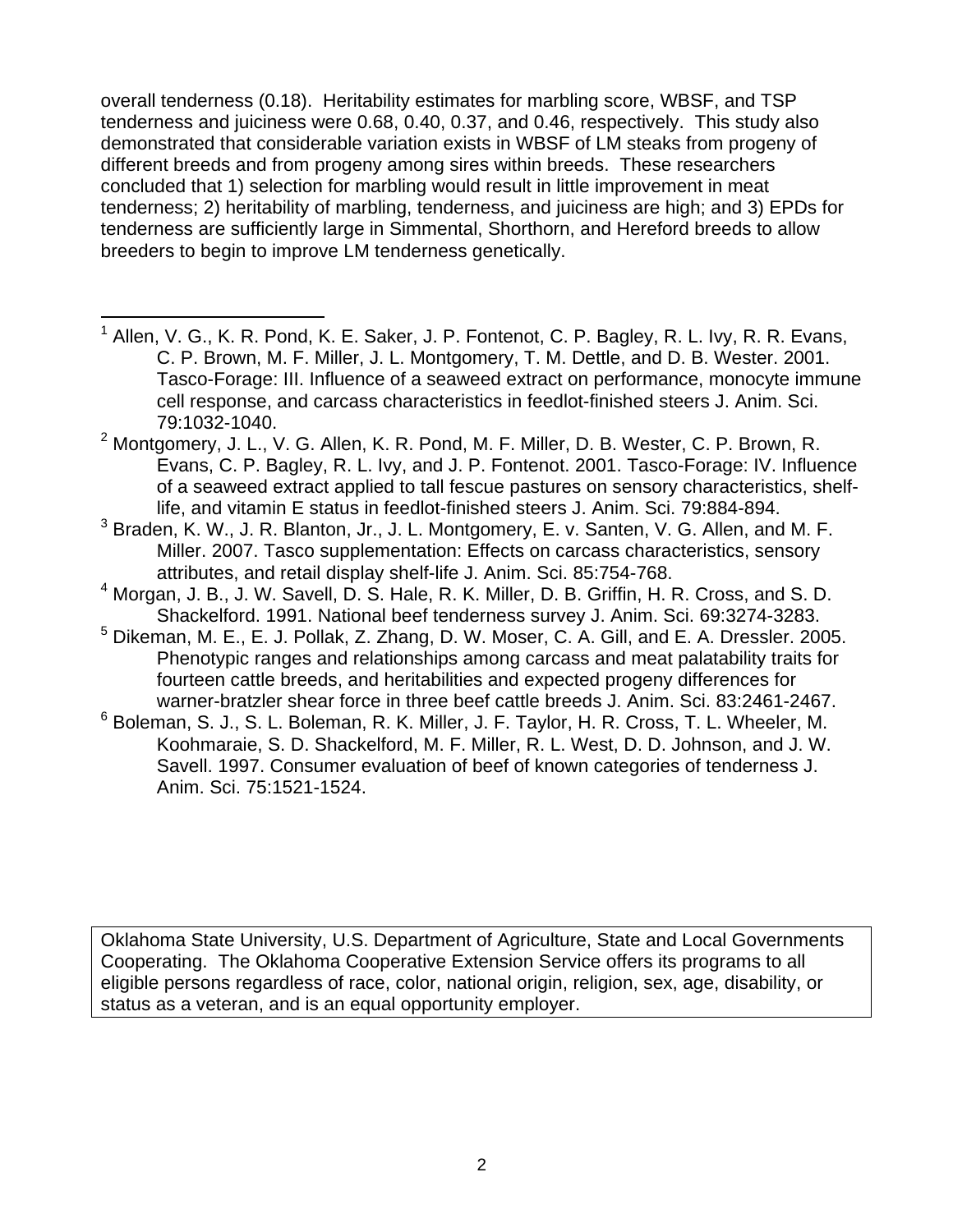overall tenderness (0.18). Heritability estimates for marbling score, WBSF, and TSP tenderness and juiciness were 0.68, 0.40, 0.37, and 0.46, respectively. This study also demonstrated that considerable variation exists in WBSF of LM steaks from progeny of different breeds and from progeny among sires within breeds. These researchers concluded that 1) selection for marbling would result in little improvement in meat tenderness; 2) heritability of marbling, tenderness, and juiciness are high; and 3) EPDs for tenderness are sufficiently large in Simmental, Shorthorn, and Hereford breeds to allow breeders to begin to improve LM tenderness genetically.

---

[1] Allen, V. G., K. R. Pond, K. E. Saker, J. P. Fontenot, C. P. Bagley, R. L. Ivy, R. R. Evans, C. P. Brown, M. F. Miller, J. L. Montgomery, T. M. Dettle, and D. B. Wester. 2001. Tasco-Forage: III. Influence of a seaweed extract on performance, monocyte immune cell response, and carcass characteristics in feedlot-finished steers J. Anim. Sci. 79:1032-1040.

[2] Montgomery, J. L., V. G. Allen, K. R. Pond, M. F. Miller, D. B. Wester, C. P. Brown, R. Evans, C. P. Bagley, R. L. Ivy, and J. P. Fontenot. 2001. Tasco-Forage: IV. Influence of a seaweed extract applied to tall fescue pastures on sensory characteristics, shelf-life, and vitamin E status in feedlot-finished steers J. Anim. Sci. 79:884-894.

[3] Braden, K. W., J. R. Blanton, Jr., J. L. Montgomery, E. v. Santen, V. G. Allen, and M. F. Miller. 2007. Tasco supplementation: Effects on carcass characteristics, sensory attributes, and retail display shelf-life J. Anim. Sci. 85:754-768.

[4] Morgan, J. B., J. W. Savell, D. S. Hale, R. K. Miller, D. B. Griffin, H. R. Cross, and S. D. Shackelford. 1991. National beef tenderness survey J. Anim. Sci. 69:3274-3283.

[5] Dikeman, M. E., E. J. Pollak, Z. Zhang, D. W. Moser, C. A. Gill, and E. A. Dressler. 2005. Phenotypic ranges and relationships among carcass and meat palatability traits for fourteen cattle breeds, and heritabilities and expected progeny differences for warner-bratzler shear force in three beef cattle breeds J. Anim. Sci. 83:2461-2467.

[6] Boleman, S. J., S. L. Boleman, R. K. Miller, J. F. Taylor, H. R. Cross, T. L. Wheeler, M. Koohmaraie, S. D. Shackelford, M. F. Miller, R. L. West, D. D. Johnson, and J. W. Savell. 1997. Consumer evaluation of beef of known categories of tenderness J. Anim. Sci. 75:1521-1524.

Oklahoma State University, U.S. Department of Agriculture, State and Local Governments Cooperating. The Oklahoma Cooperative Extension Service offers its programs to all eligible persons regardless of race, color, national origin, religion, sex, age, disability, or status as a veteran, and is an equal opportunity employer.